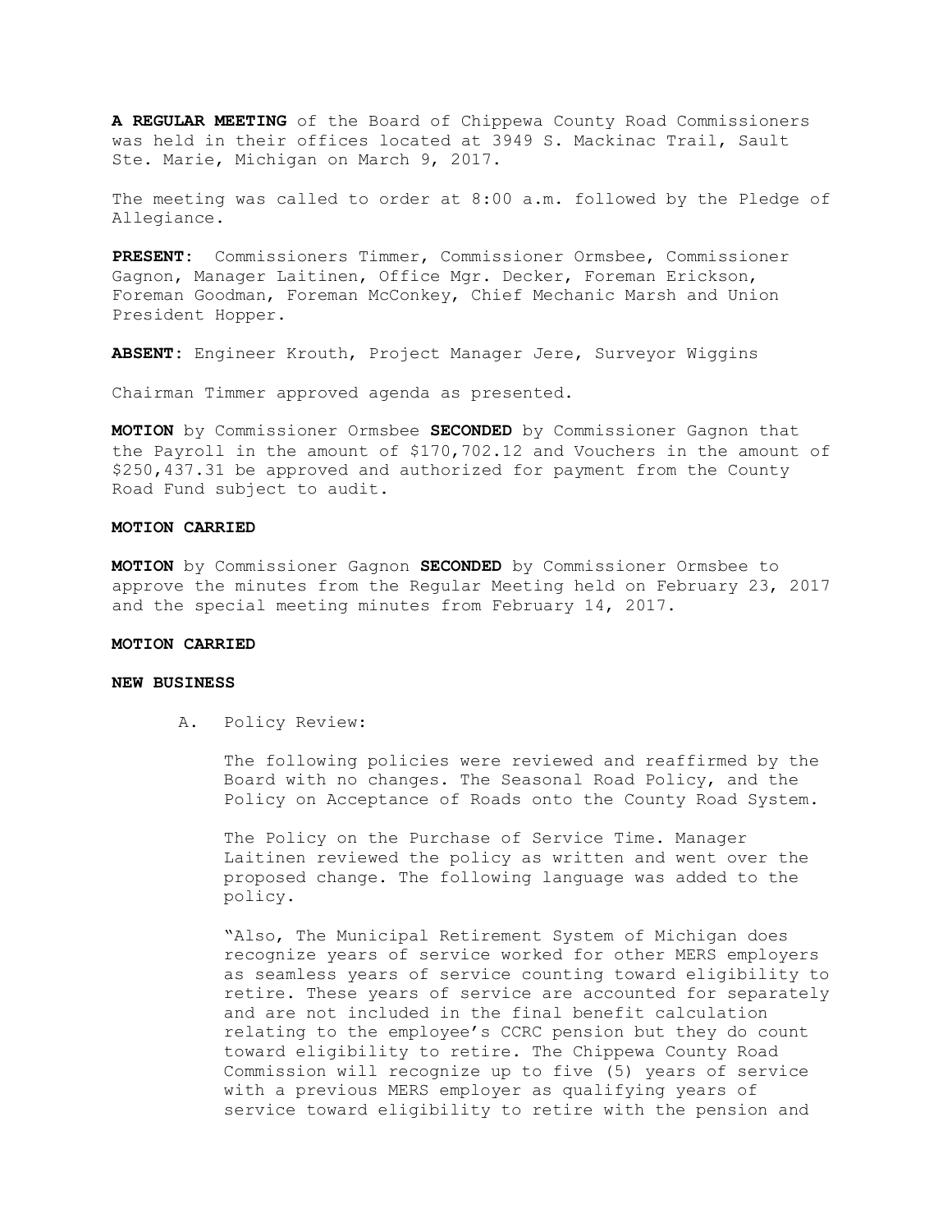**A REGULAR MEETING** of the Board of Chippewa County Road Commissioners was held in their offices located at 3949 S. Mackinac Trail, Sault Ste. Marie, Michigan on March 9, 2017.

The meeting was called to order at 8:00 a.m. followed by the Pledge of Allegiance.

**PRESENT:** Commissioners Timmer, Commissioner Ormsbee, Commissioner Gagnon, Manager Laitinen, Office Mgr. Decker, Foreman Erickson, Foreman Goodman, Foreman McConkey, Chief Mechanic Marsh and Union President Hopper.

**ABSENT:** Engineer Krouth, Project Manager Jere, Surveyor Wiggins

Chairman Timmer approved agenda as presented.

**MOTION** by Commissioner Ormsbee **SECONDED** by Commissioner Gagnon that the Payroll in the amount of $170,702.12 and Vouchers in the amount of $250,437.31 be approved and authorized for payment from the County Road Fund subject to audit.

**MOTION CARRIED**

**MOTION** by Commissioner Gagnon **SECONDED** by Commissioner Ormsbee to approve the minutes from the Regular Meeting held on February 23, 2017 and the special meeting minutes from February 14, 2017.

**MOTION CARRIED**

**NEW BUSINESS**

A. Policy Review:

The following policies were reviewed and reaffirmed by the Board with no changes. The Seasonal Road Policy, and the Policy on Acceptance of Roads onto the County Road System.

The Policy on the Purchase of Service Time. Manager Laitinen reviewed the policy as written and went over the proposed change. The following language was added to the policy.

"Also, The Municipal Retirement System of Michigan does recognize years of service worked for other MERS employers as seamless years of service counting toward eligibility to retire. These years of service are accounted for separately and are not included in the final benefit calculation relating to the employee's CCRC pension but they do count toward eligibility to retire. The Chippewa County Road Commission will recognize up to five (5) years of service with a previous MERS employer as qualifying years of service toward eligibility to retire with the pension and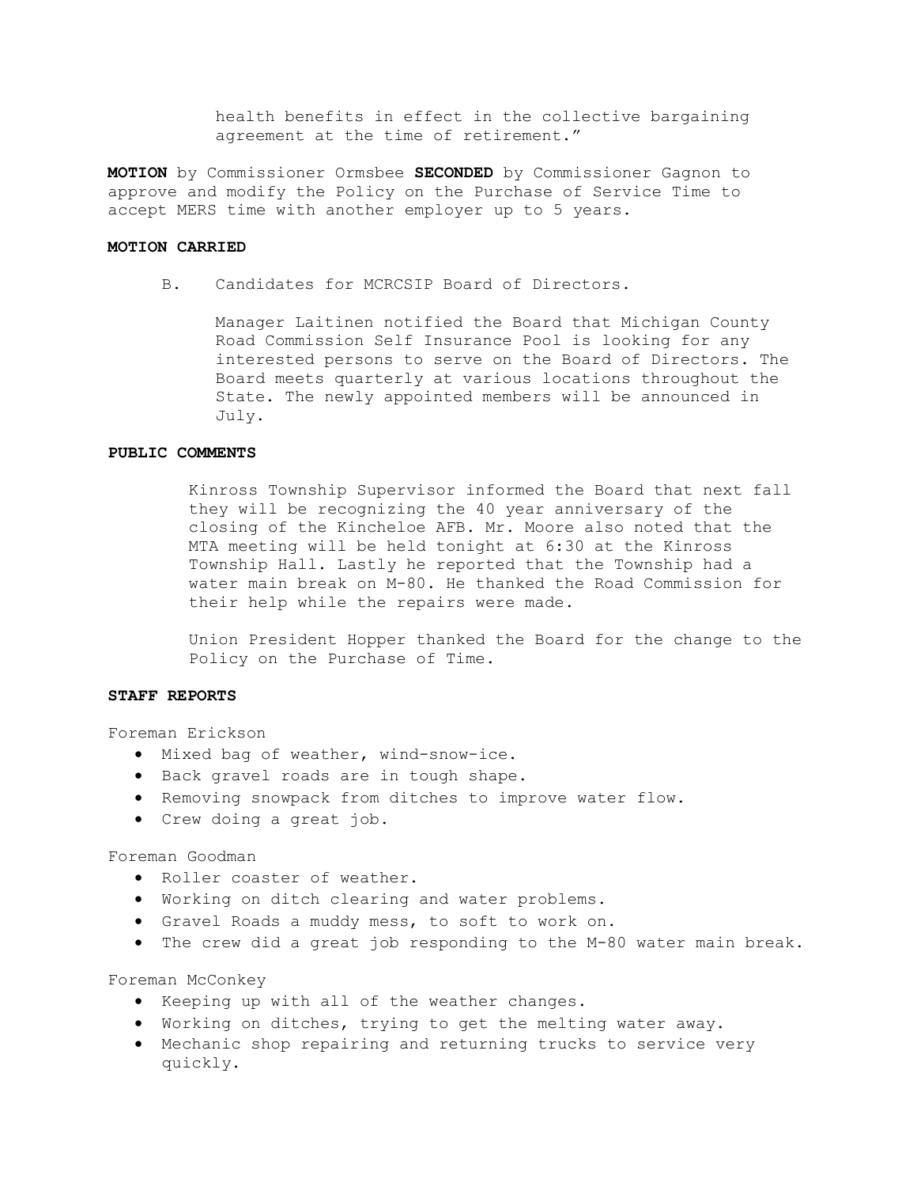health benefits in effect in the collective bargaining agreement at the time of retirement."

**MOTION** by Commissioner Ormsbee **SECONDED** by Commissioner Gagnon to approve and modify the Policy on the Purchase of Service Time to accept MERS time with another employer up to 5 years.

**MOTION CARRIED**

B. Candidates for MCRCSIP Board of Directors.

Manager Laitinen notified the Board that Michigan County Road Commission Self Insurance Pool is looking for any interested persons to serve on the Board of Directors. The Board meets quarterly at various locations throughout the State. The newly appointed members will be announced in July.

**PUBLIC COMMENTS**

Kinross Township Supervisor informed the Board that next fall they will be recognizing the 40 year anniversary of the closing of the Kincheloe AFB. Mr. Moore also noted that the MTA meeting will be held tonight at 6:30 at the Kinross Township Hall. Lastly he reported that the Township had a water main break on M-80. He thanked the Road Commission for their help while the repairs were made.

Union President Hopper thanked the Board for the change to the Policy on the Purchase of Time.

**STAFF REPORTS**

Foreman Erickson

- Mixed bag of weather, wind-snow-ice.
- Back gravel roads are in tough shape.
- Removing snowpack from ditches to improve water flow.
- Crew doing a great job.

Foreman Goodman

- Roller coaster of weather.
- Working on ditch clearing and water problems.
- Gravel Roads a muddy mess, to soft to work on.
- The crew did a great job responding to the M-80 water main break.

Foreman McConkey

- Keeping up with all of the weather changes.
- Working on ditches, trying to get the melting water away.
- Mechanic shop repairing and returning trucks to service very quickly.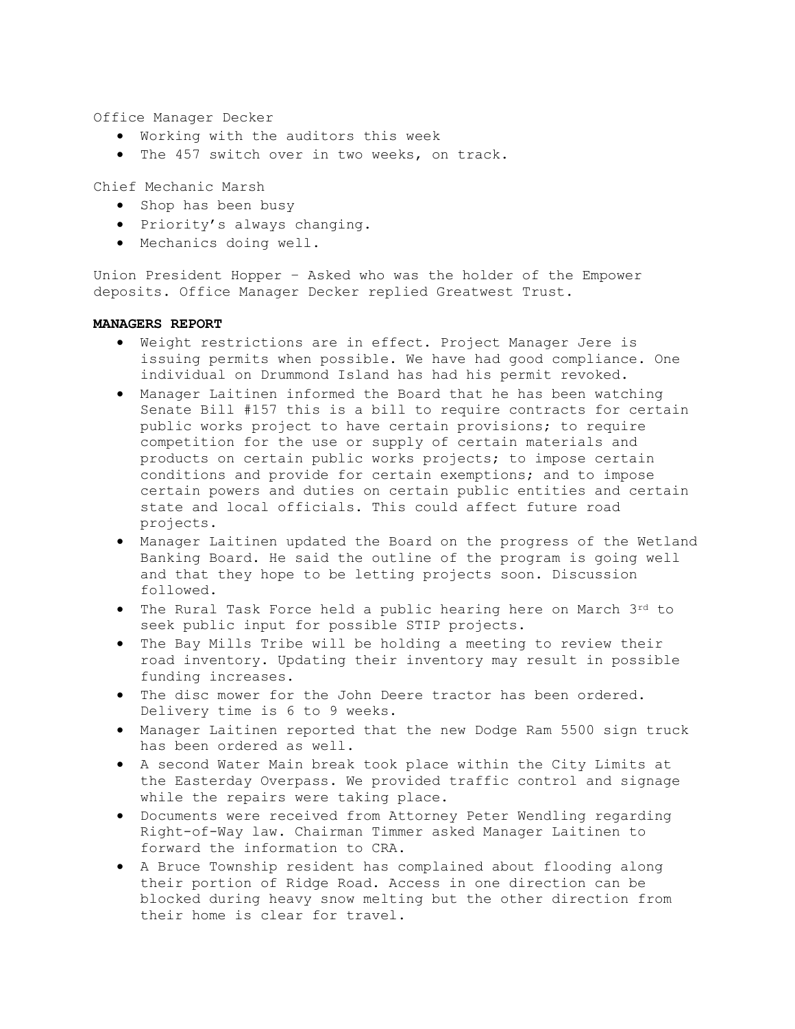Office Manager Decker

- Working with the auditors this week
- The 457 switch over in two weeks, on track.

Chief Mechanic Marsh

- Shop has been busy
- Priority's always changing.
- Mechanics doing well.

Union President Hopper – Asked who was the holder of the Empower deposits. Office Manager Decker replied Greatwest Trust.

**MANAGERS REPORT**

- Weight restrictions are in effect. Project Manager Jere is issuing permits when possible. We have had good compliance. One individual on Drummond Island has had his permit revoked.
- Manager Laitinen informed the Board that he has been watching Senate Bill #157 this is a bill to require contracts for certain public works project to have certain provisions; to require competition for the use or supply of certain materials and products on certain public works projects; to impose certain conditions and provide for certain exemptions; and to impose certain powers and duties on certain public entities and certain state and local officials. This could affect future road projects.
- Manager Laitinen updated the Board on the progress of the Wetland Banking Board. He said the outline of the program is going well and that they hope to be letting projects soon. Discussion followed.
- The Rural Task Force held a public hearing here on March 3rd to seek public input for possible STIP projects.
- The Bay Mills Tribe will be holding a meeting to review their road inventory. Updating their inventory may result in possible funding increases.
- The disc mower for the John Deere tractor has been ordered. Delivery time is 6 to 9 weeks.
- Manager Laitinen reported that the new Dodge Ram 5500 sign truck has been ordered as well.
- A second Water Main break took place within the City Limits at the Easterday Overpass. We provided traffic control and signage while the repairs were taking place.
- Documents were received from Attorney Peter Wendling regarding Right-of-Way law. Chairman Timmer asked Manager Laitinen to forward the information to CRA.
- A Bruce Township resident has complained about flooding along their portion of Ridge Road. Access in one direction can be blocked during heavy snow melting but the other direction from their home is clear for travel.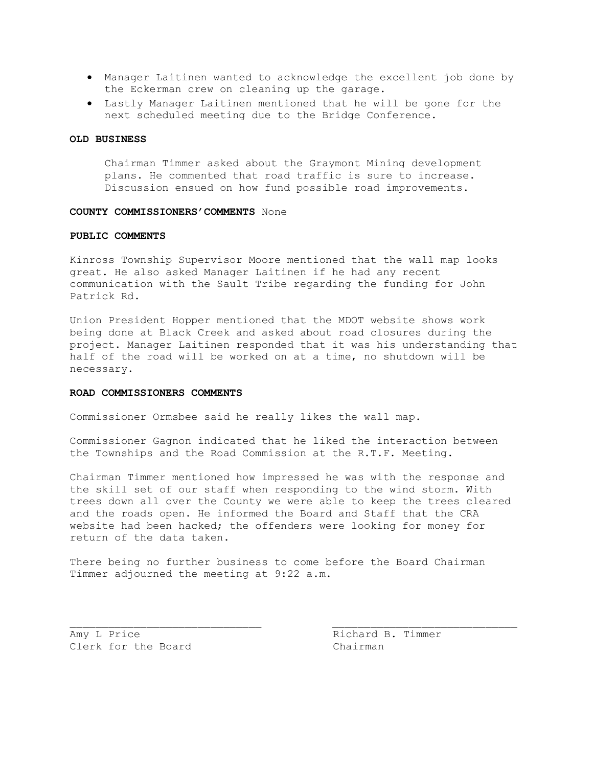- Manager Laitinen wanted to acknowledge the excellent job done by the Eckerman crew on cleaning up the garage.
- Lastly Manager Laitinen mentioned that he will be gone for the next scheduled meeting due to the Bridge Conference.

**OLD BUSINESS**

Chairman Timmer asked about the Graymont Mining development plans. He commented that road traffic is sure to increase. Discussion ensued on how fund possible road improvements.

**COUNTY COMMISSIONERS'COMMENTS** None

**PUBLIC COMMENTS**

Kinross Township Supervisor Moore mentioned that the wall map looks great. He also asked Manager Laitinen if he had any recent communication with the Sault Tribe regarding the funding for John Patrick Rd.

Union President Hopper mentioned that the MDOT website shows work being done at Black Creek and asked about road closures during the project. Manager Laitinen responded that it was his understanding that half of the road will be worked on at a time, no shutdown will be necessary.

**ROAD COMMISSIONERS COMMENTS**

Commissioner Ormsbee said he really likes the wall map.

Commissioner Gagnon indicated that he liked the interaction between the Townships and the Road Commission at the R.T.F. Meeting.

Chairman Timmer mentioned how impressed he was with the response and the skill set of our staff when responding to the wind storm. With trees down all over the County we were able to keep the trees cleared and the roads open. He informed the Board and Staff that the CRA website had been hacked; the offenders were looking for money for return of the data taken.

There being no further business to come before the Board Chairman Timmer adjourned the meeting at 9:22 a.m.

| | |
|---|---|
| ______________________________ | ______________________________ |
| Amy L Price | Richard B. Timmer |
| Clerk for the Board | Chairman |